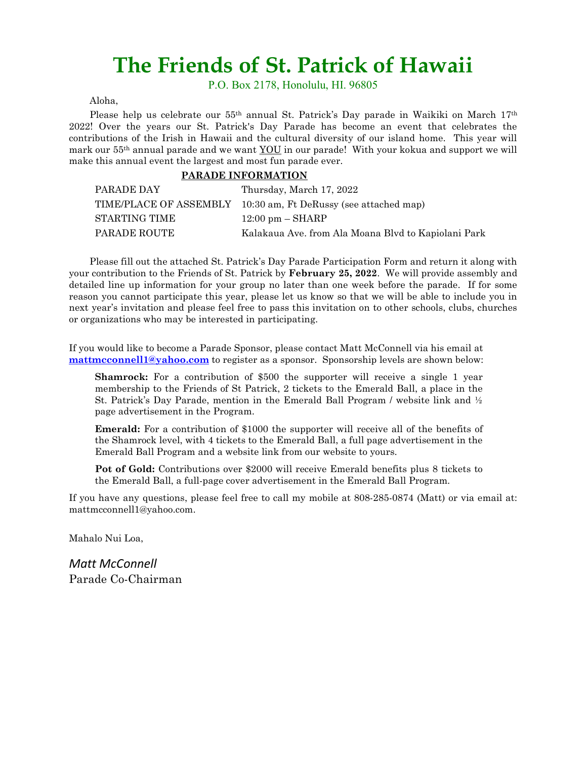# The Friends of St. Patrick of Hawaii

P.O. Box 2178, Honolulu, HI. 96805

Aloha,

Please help us celebrate our 55th annual St. Patrick's Day parade in Waikiki on March 17th 2022! Over the years our St. Patrick's Day Parade has become an event that celebrates the contributions of the Irish in Hawaii and the cultural diversity of our island home. This year will mark our 55th annual parade and we want YOU in our parade! With your kokua and support we will make this annual event the largest and most fun parade ever.

**PARADE INFORMATION**

| | |
|---|---|
| PARADE DAY | Thursday, March 17, 2022 |
| TIME/PLACE OF ASSEMBLY | 10:30 am, Ft DeRussy (see attached map) |
| STARTING TIME | 12:00 pm – SHARP |
| PARADE ROUTE | Kalakaua Ave. from Ala Moana Blvd to Kapiolani Park |

Please fill out the attached St. Patrick's Day Parade Participation Form and return it along with your contribution to the Friends of St. Patrick by **February 25, 2022**. We will provide assembly and detailed line up information for your group no later than one week before the parade. If for some reason you cannot participate this year, please let us know so that we will be able to include you in next year's invitation and please feel free to pass this invitation on to other schools, clubs, churches or organizations who may be interested in participating.

If you would like to become a Parade Sponsor, please contact Matt McConnell via his email at **mattmcconnell1@yahoo.com** to register as a sponsor. Sponsorship levels are shown below:

**Shamrock:** For a contribution of $500 the supporter will receive a single 1 year membership to the Friends of St Patrick, 2 tickets to the Emerald Ball, a place in the St. Patrick's Day Parade, mention in the Emerald Ball Program / website link and ½ page advertisement in the Program.

**Emerald:** For a contribution of $1000 the supporter will receive all of the benefits of the Shamrock level, with 4 tickets to the Emerald Ball, a full page advertisement in the Emerald Ball Program and a website link from our website to yours.

**Pot of Gold:** Contributions over $2000 will receive Emerald benefits plus 8 tickets to the Emerald Ball, a full-page cover advertisement in the Emerald Ball Program.

If you have any questions, please feel free to call my mobile at 808-285-0874 (Matt) or via email at: mattmcconnell1@yahoo.com.

Mahalo Nui Loa,

*Matt McConnell*
Parade Co-Chairman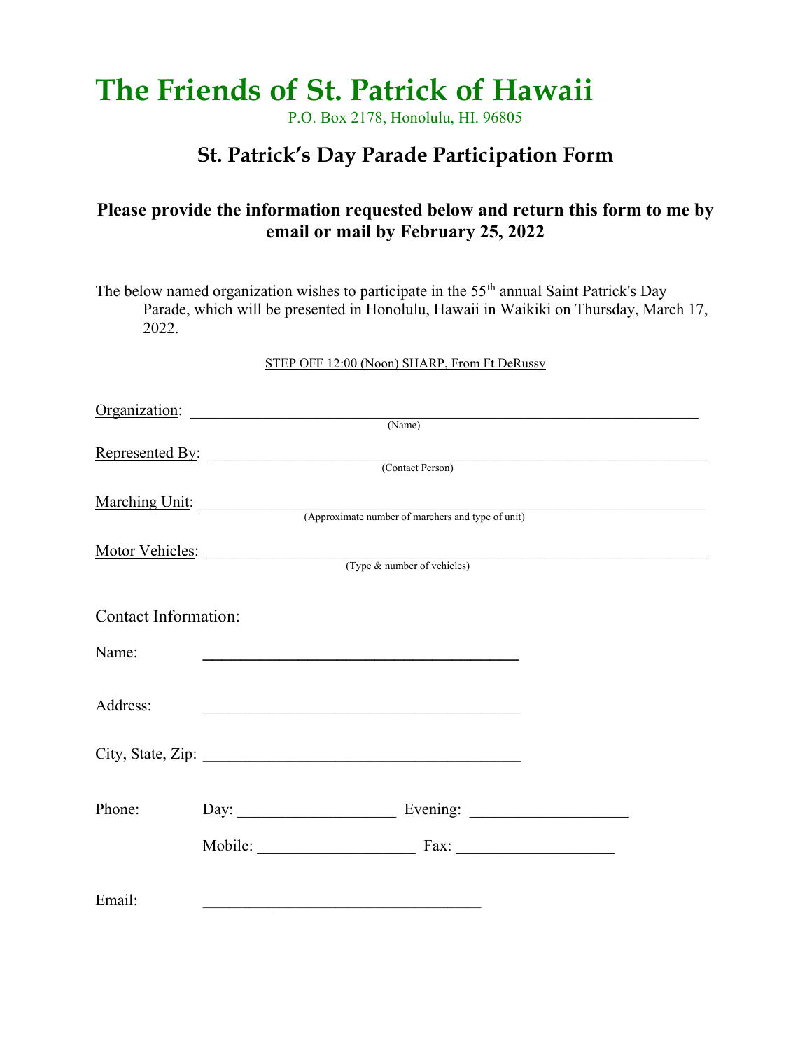# The Friends of St. Patrick of Hawaii

P.O. Box 2178, Honolulu, HI. 96805

## St. Patrick's Day Parade Participation Form

### Please provide the information requested below and return this form to me by email or mail by February 25, 2022

The below named organization wishes to participate in the 55th annual Saint Patrick's Day Parade, which will be presented in Honolulu, Hawaii in Waikiki on Thursday, March 17, 2022.

STEP OFF 12:00 (Noon) SHARP, From Ft DeRussy

Organization: ______________________________________________
(Name)

Represented By: ______________________________________________
(Contact Person)

Marching Unit: ______________________________________________
(Approximate number of marchers and type of unit)

Motor Vehicles: ______________________________________________
(Type & number of vehicles)

Contact Information:

Name: ________________________________

Address: ________________________________

City, State, Zip: ________________________________

Phone: Day: ____________________ Evening: ____________________

Mobile: ____________________ Fax: ____________________

Email: ________________________________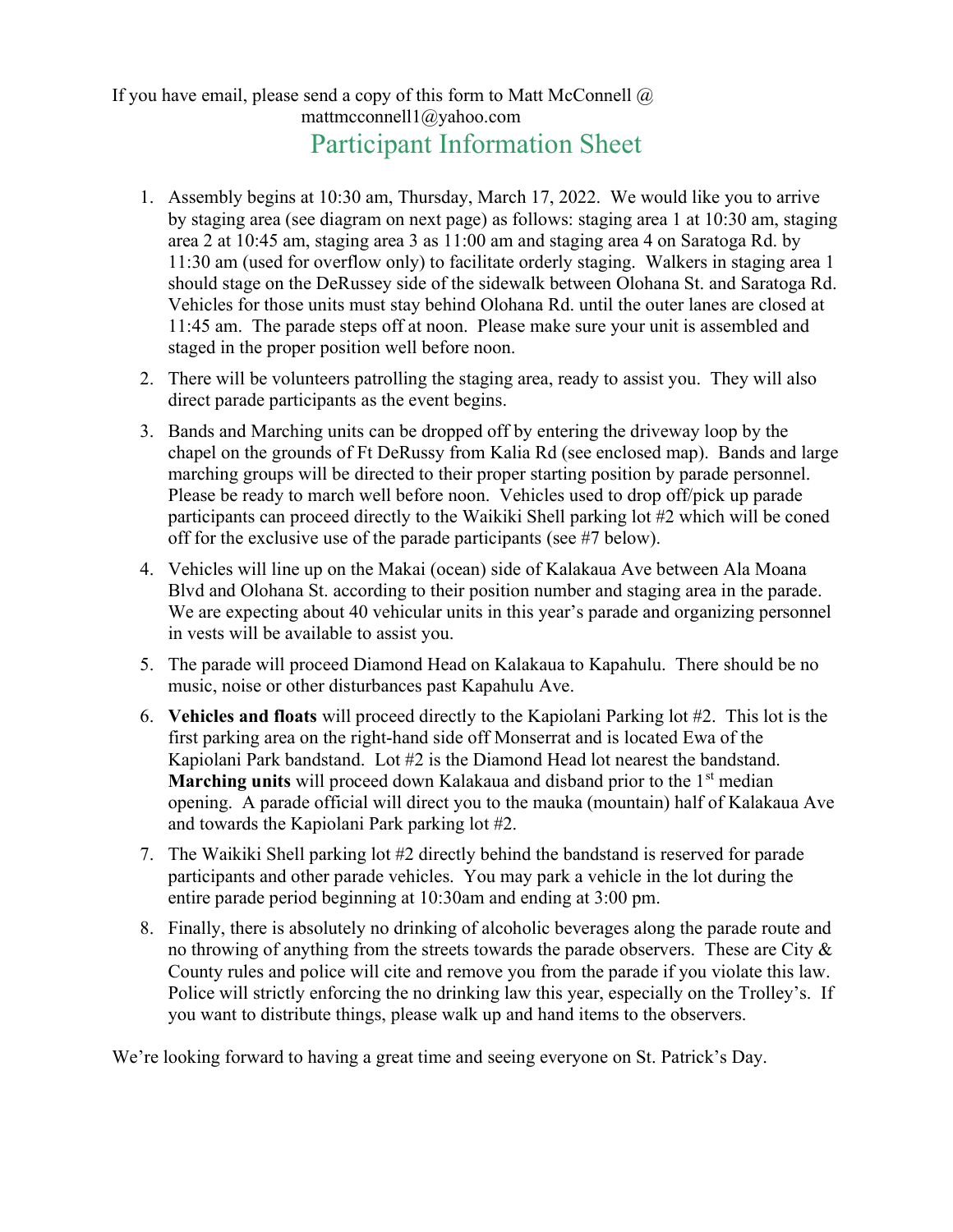If you have email, please send a copy of this form to Matt McConnell @ mattmcconnell1@yahoo.com

# Participant Information Sheet

1. Assembly begins at 10:30 am, Thursday, March 17, 2022. We would like you to arrive by staging area (see diagram on next page) as follows: staging area 1 at 10:30 am, staging area 2 at 10:45 am, staging area 3 as 11:00 am and staging area 4 on Saratoga Rd. by 11:30 am (used for overflow only) to facilitate orderly staging. Walkers in staging area 1 should stage on the DeRussey side of the sidewalk between Olohana St. and Saratoga Rd. Vehicles for those units must stay behind Olohana Rd. until the outer lanes are closed at 11:45 am. The parade steps off at noon. Please make sure your unit is assembled and staged in the proper position well before noon.

2. There will be volunteers patrolling the staging area, ready to assist you. They will also direct parade participants as the event begins.

3. Bands and Marching units can be dropped off by entering the driveway loop by the chapel on the grounds of Ft DeRussy from Kalia Rd (see enclosed map). Bands and large marching groups will be directed to their proper starting position by parade personnel. Please be ready to march well before noon. Vehicles used to drop off/pick up parade participants can proceed directly to the Waikiki Shell parking lot #2 which will be coned off for the exclusive use of the parade participants (see #7 below).

4. Vehicles will line up on the Makai (ocean) side of Kalakaua Ave between Ala Moana Blvd and Olohana St. according to their position number and staging area in the parade. We are expecting about 40 vehicular units in this year's parade and organizing personnel in vests will be available to assist you.

5. The parade will proceed Diamond Head on Kalakaua to Kapahulu. There should be no music, noise or other disturbances past Kapahulu Ave.

6. **Vehicles and floats** will proceed directly to the Kapiolani Parking lot #2. This lot is the first parking area on the right-hand side off Monserrat and is located Ewa of the Kapiolani Park bandstand. Lot #2 is the Diamond Head lot nearest the bandstand. **Marching units** will proceed down Kalakaua and disband prior to the 1st median opening. A parade official will direct you to the mauka (mountain) half of Kalakaua Ave and towards the Kapiolani Park parking lot #2.

7. The Waikiki Shell parking lot #2 directly behind the bandstand is reserved for parade participants and other parade vehicles. You may park a vehicle in the lot during the entire parade period beginning at 10:30am and ending at 3:00 pm.

8. Finally, there is absolutely no drinking of alcoholic beverages along the parade route and no throwing of anything from the streets towards the parade observers. These are City & County rules and police will cite and remove you from the parade if you violate this law. Police will strictly enforcing the no drinking law this year, especially on the Trolley's. If you want to distribute things, please walk up and hand items to the observers.

We're looking forward to having a great time and seeing everyone on St. Patrick's Day.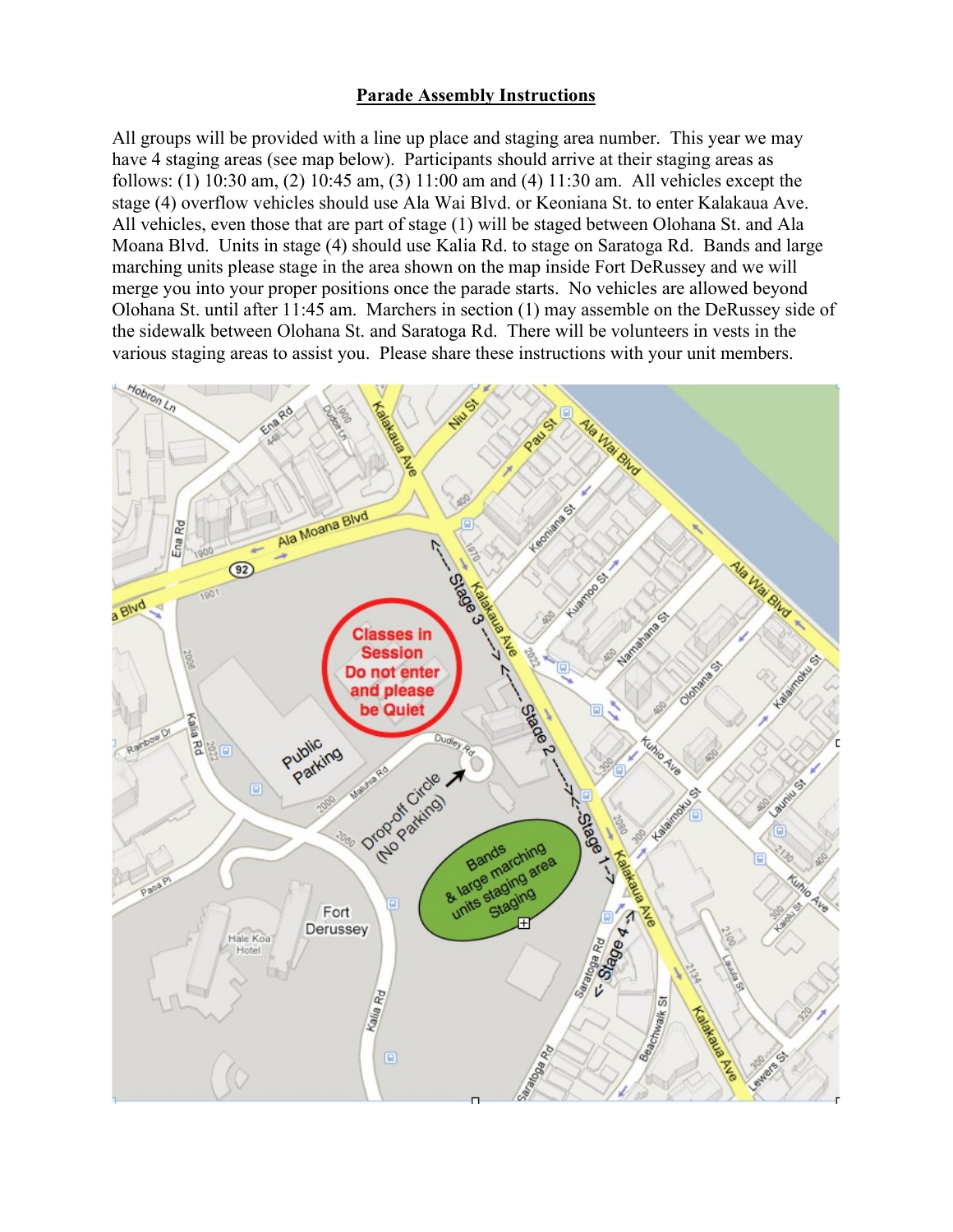# Parade Assembly Instructions

All groups will be provided with a line up place and staging area number. This year we may have 4 staging areas (see map below). Participants should arrive at their staging areas as follows: (1) 10:30 am, (2) 10:45 am, (3) 11:00 am and (4) 11:30 am. All vehicles except the stage (4) overflow vehicles should use Ala Wai Blvd. or Keoniana St. to enter Kalakaua Ave. All vehicles, even those that are part of stage (1) will be staged between Olohana St. and Ala Moana Blvd. Units in stage (4) should use Kalia Rd. to stage on Saratoga Rd. Bands and large marching units please stage in the area shown on the map inside Fort DeRussey and we will merge you into your proper positions once the parade starts. No vehicles are allowed beyond Olohana St. until after 11:45 am. Marchers in section (1) may assemble on the DeRussey side of the sidewalk between Olohana St. and Saratoga Rd. There will be volunteers in vests in the various staging areas to assist you. Please share these instructions with your unit members.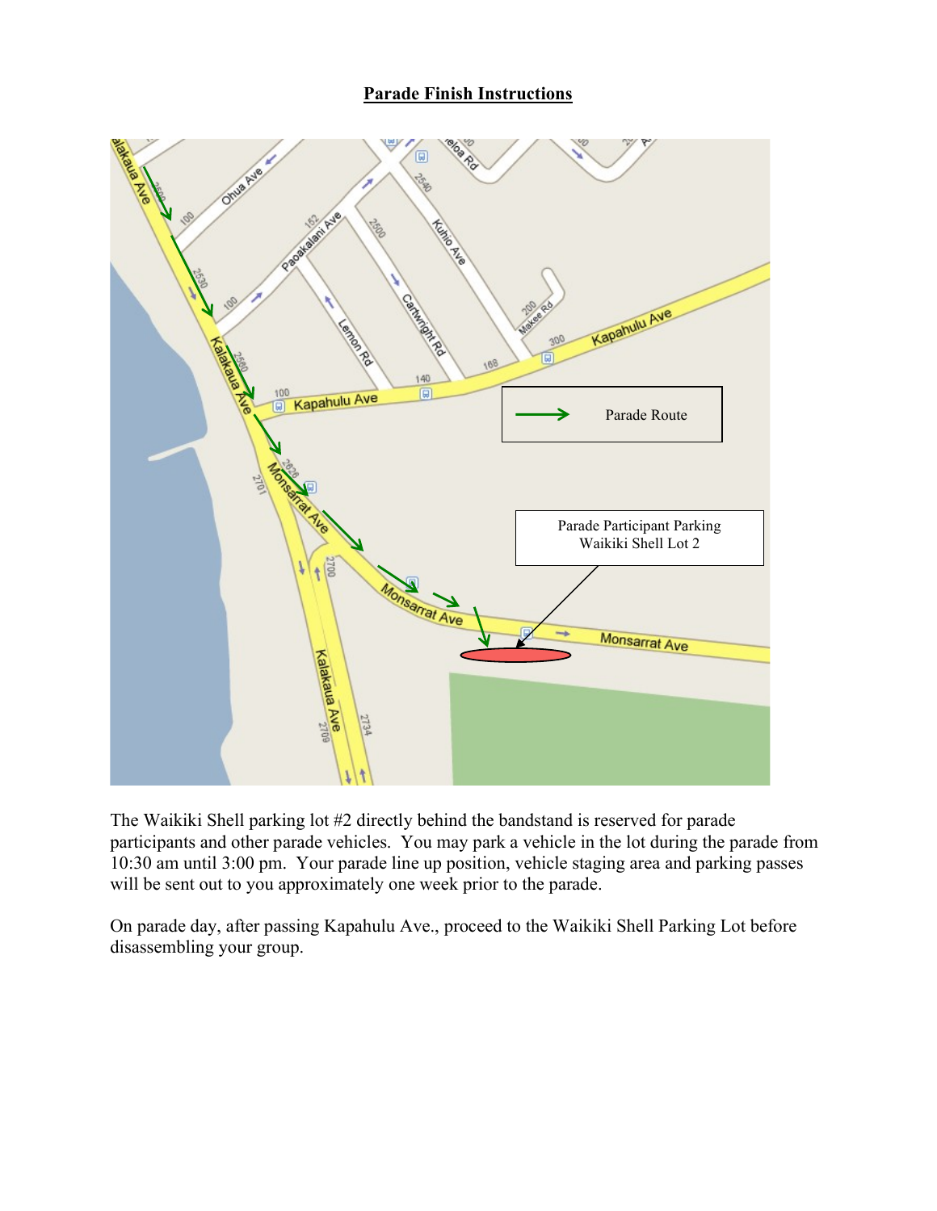# Parade Finish Instructions

Parade Route

Parade Participant Parking
Waikiki Shell Lot 2

Kalakaua Ave
Ohua Ave
Paoakalani Ave
Lemon Rd
Cartwright Rd
Kuhio Ave
Makee Rd
Kapahulu Ave
Monsarrat Ave

The Waikiki Shell parking lot #2 directly behind the bandstand is reserved for parade participants and other parade vehicles. You may park a vehicle in the lot during the parade from 10:30 am until 3:00 pm. Your parade line up position, vehicle staging area and parking passes will be sent out to you approximately one week prior to the parade.

On parade day, after passing Kapahulu Ave., proceed to the Waikiki Shell Parking Lot before disassembling your group.